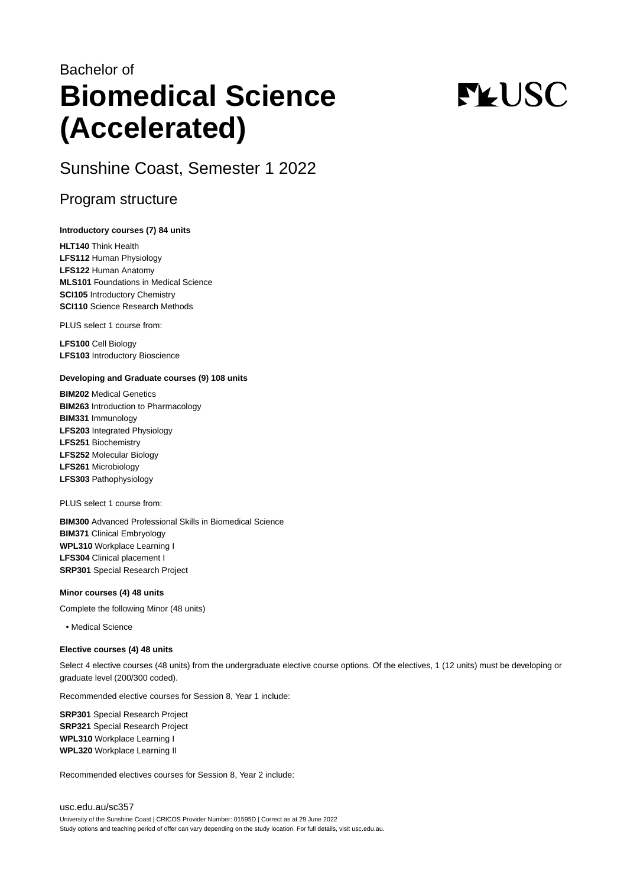Bachelor of

# Biomedical Science (Accelerated)

## Sunshine Coast, Semester 1 2022

## Program structure

**Introductory courses (7) 84 units**

**HLT140** Think Health
**LFS112** Human Physiology
**LFS122** Human Anatomy
**MLS101** Foundations in Medical Science
**SCI105** Introductory Chemistry
**SCI110** Science Research Methods

PLUS select 1 course from:

**LFS100** Cell Biology
**LFS103** Introductory Bioscience

**Developing and Graduate courses (9) 108 units**

**BIM202** Medical Genetics
**BIM263** Introduction to Pharmacology
**BIM331** Immunology
**LFS203** Integrated Physiology
**LFS251** Biochemistry
**LFS252** Molecular Biology
**LFS261** Microbiology
**LFS303** Pathophysiology

PLUS select 1 course from:

**BIM300** Advanced Professional Skills in Biomedical Science
**BIM371** Clinical Embryology
**WPL310** Workplace Learning I
**LFS304** Clinical placement I
**SRP301** Special Research Project

**Minor courses (4) 48 units**

Complete the following Minor (48 units)

- Medical Science

**Elective courses (4) 48 units**

Select 4 elective courses (48 units) from the undergraduate elective course options. Of the electives, 1 (12 units) must be developing or graduate level (200/300 coded).

Recommended elective courses for Session 8, Year 1 include:

**SRP301** Special Research Project
**SRP321** Special Research Project
**WPL310** Workplace Learning I
**WPL320** Workplace Learning II

Recommended electives courses for Session 8, Year 2 include:

usc.edu.au/sc357
University of the Sunshine Coast | CRICOS Provider Number: 01595D | Correct as at 29 June 2022
Study options and teaching period of offer can vary depending on the study location. For full details, visit usc.edu.au.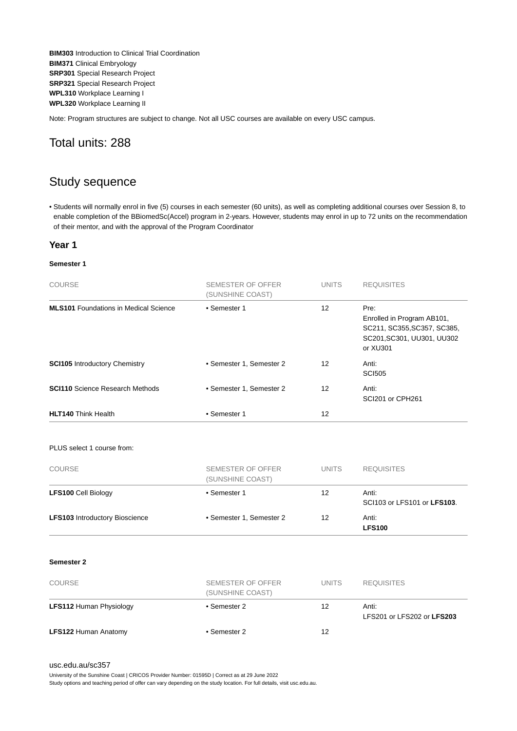**BIM303** Introduction to Clinical Trial Coordination
**BIM371** Clinical Embryology
**SRP301** Special Research Project
**SRP321** Special Research Project
**WPL310** Workplace Learning I
**WPL320** Workplace Learning II

Note: Program structures are subject to change. Not all USC courses are available on every USC campus.

## Total units: 288

## Study sequence

- Students will normally enrol in five (5) courses in each semester (60 units), as well as completing additional courses over Session 8, to enable completion of the BBiomedSc(Accel) program in 2-years. However, students may enrol in up to 72 units on the recommendation of their mentor, and with the approval of the Program Coordinator

### Year 1

#### Semester 1

| COURSE | SEMESTER OF OFFER (SUNSHINE COAST) | UNITS | REQUISITES |
|---|---|---|---|
| **MLS101** Foundations in Medical Science | • Semester 1 | 12 | Pre: Enrolled in Program AB101, SC211, SC355,SC357, SC385, SC201,SC301, UU301, UU302 or XU301 |
| **SCI105** Introductory Chemistry | • Semester 1, Semester 2 | 12 | Anti: SCI505 |
| **SCI110** Science Research Methods | • Semester 1, Semester 2 | 12 | Anti: SCI201 or CPH261 |
| **HLT140** Think Health | • Semester 1 | 12 | |

PLUS select 1 course from:

| COURSE | SEMESTER OF OFFER (SUNSHINE COAST) | UNITS | REQUISITES |
|---|---|---|---|
| **LFS100** Cell Biology | • Semester 1 | 12 | Anti: SCI103 or LFS101 or **LFS103**. |
| **LFS103** Introductory Bioscience | • Semester 1, Semester 2 | 12 | Anti: **LFS100** |

#### Semester 2

| COURSE | SEMESTER OF OFFER (SUNSHINE COAST) | UNITS | REQUISITES |
|---|---|---|---|
| **LFS112** Human Physiology | • Semester 2 | 12 | Anti: LFS201 or LFS202 or **LFS203** |
| **LFS122** Human Anatomy | • Semester 2 | 12 | |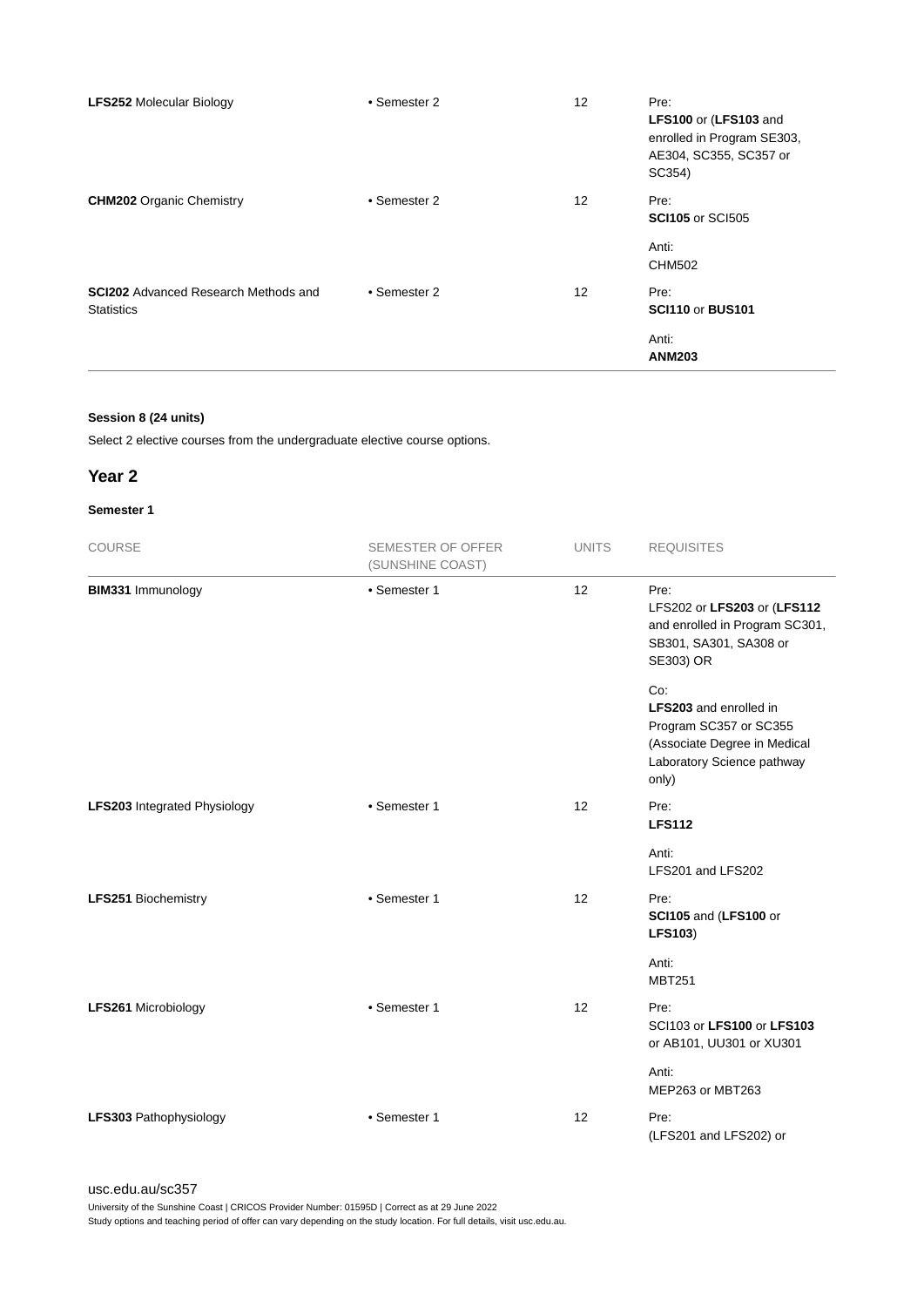| COURSE | SEMESTER OF OFFER (SUNSHINE COAST) | UNITS | REQUISITES |
|---|---|---|---|
| **LFS252** Molecular Biology | • Semester 2 | 12 | Pre: **LFS100** or (**LFS103** and enrolled in Program SE303, AE304, SC355, SC357 or SC354) |
| **CHM202** Organic Chemistry | • Semester 2 | 12 | Pre: **SCI105** or SCI505<br><br>Anti: CHM502 |
| **SCI202** Advanced Research Methods and Statistics | • Semester 2 | 12 | Pre: **SCI110** or **BUS101**<br><br>Anti: **ANM203** |

#### Session 8 (24 units)

Select 2 elective courses from the undergraduate elective course options.

### Year 2

#### Semester 1

| COURSE | SEMESTER OF OFFER (SUNSHINE COAST) | UNITS | REQUISITES |
|---|---|---|---|
| **BIM331** Immunology | • Semester 1 | 12 | Pre: LFS202 or **LFS203** or (**LFS112** and enrolled in Program SC301, SB301, SA301, SA308 or SE303) OR<br><br>Co: **LFS203** and enrolled in Program SC357 or SC355 (Associate Degree in Medical Laboratory Science pathway only) |
| **LFS203** Integrated Physiology | • Semester 1 | 12 | Pre: **LFS112**<br><br>Anti: LFS201 and LFS202 |
| **LFS251** Biochemistry | • Semester 1 | 12 | Pre: **SCI105** and (**LFS100** or **LFS103**)<br><br>Anti: MBT251 |
| **LFS261** Microbiology | • Semester 1 | 12 | Pre: SCI103 or **LFS100** or **LFS103** or AB101, UU301 or XU301<br><br>Anti: MEP263 or MBT263 |
| **LFS303** Pathophysiology | • Semester 1 | 12 | Pre: (LFS201 and LFS202) or |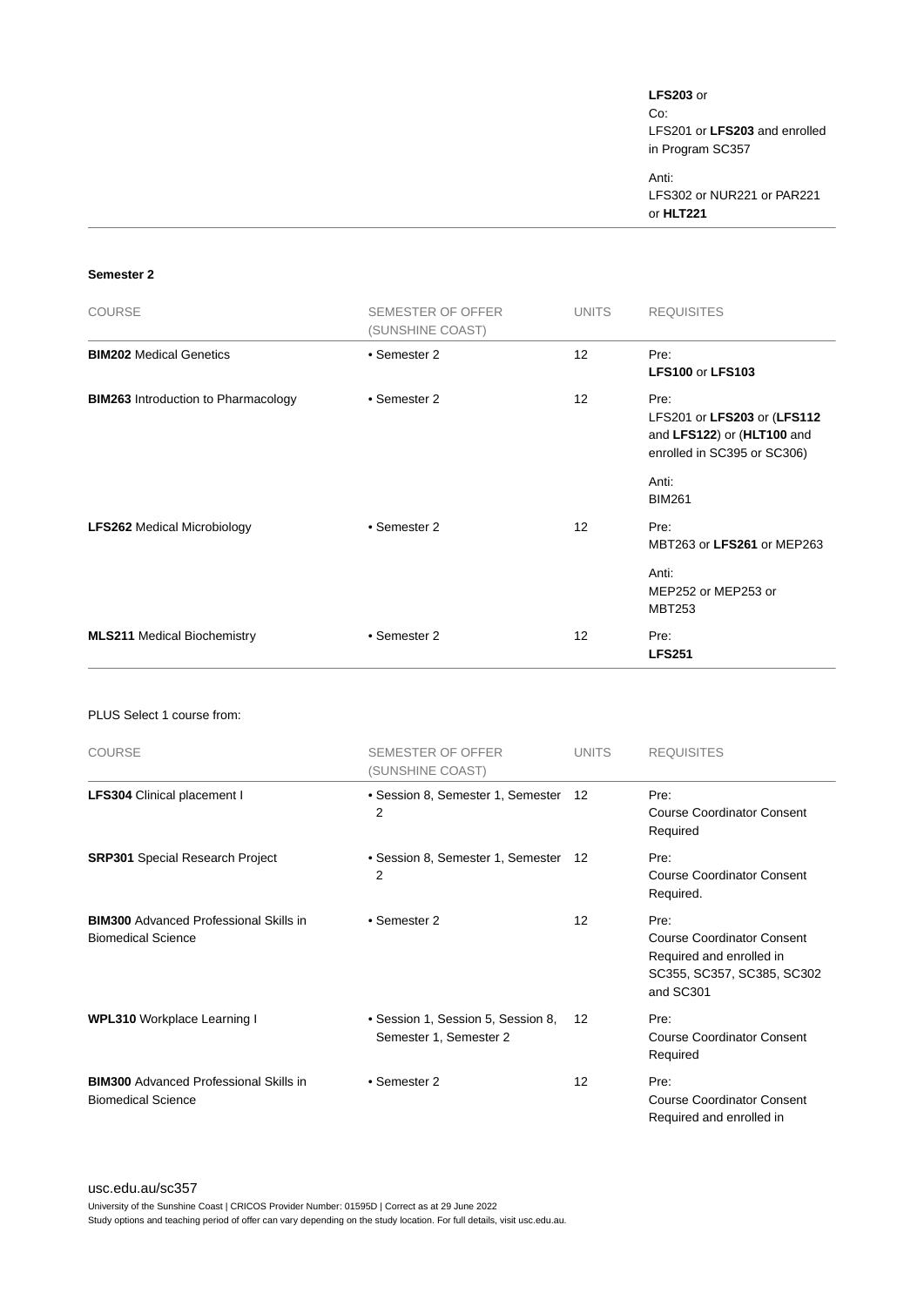| | | | **LFS203** or<br>Co:<br>LFS201 or **LFS203** and enrolled in Program SC357<br>Anti:<br>LFS302 or NUR221 or PAR221 or **HLT221** |
|---|---|---|---|

**Semester 2**

| COURSE | SEMESTER OF OFFER (SUNSHINE COAST) | UNITS | REQUISITES |
|---|---|---|---|
| **BIM202** Medical Genetics | • Semester 2 | 12 | Pre:<br>**LFS100** or **LFS103** |
| **BIM263** Introduction to Pharmacology | • Semester 2 | 12 | Pre:<br>LFS201 or **LFS203** or (**LFS112** and **LFS122**) or (**HLT100** and enrolled in SC395 or SC306)<br>Anti:<br>BIM261 |
| **LFS262** Medical Microbiology | • Semester 2 | 12 | Pre:<br>MBT263 or **LFS261** or MEP263<br>Anti:<br>MEP252 or MEP253 or MBT253 |
| **MLS211** Medical Biochemistry | • Semester 2 | 12 | Pre:<br>**LFS251** |

PLUS Select 1 course from:

| COURSE | SEMESTER OF OFFER (SUNSHINE COAST) | UNITS | REQUISITES |
|---|---|---|---|
| **LFS304** Clinical placement I | • Session 8, Semester 1, Semester 2 | 12 | Pre:<br>Course Coordinator Consent Required |
| **SRP301** Special Research Project | • Session 8, Semester 1, Semester 2 | 12 | Pre:<br>Course Coordinator Consent Required. |
| **BIM300** Advanced Professional Skills in Biomedical Science | • Semester 2 | 12 | Pre:<br>Course Coordinator Consent Required and enrolled in SC355, SC357, SC385, SC302 and SC301 |
| **WPL310** Workplace Learning I | • Session 1, Session 5, Session 8, Semester 1, Semester 2 | 12 | Pre:<br>Course Coordinator Consent Required |
| **BIM300** Advanced Professional Skills in Biomedical Science | • Semester 2 | 12 | Pre:<br>Course Coordinator Consent Required and enrolled in |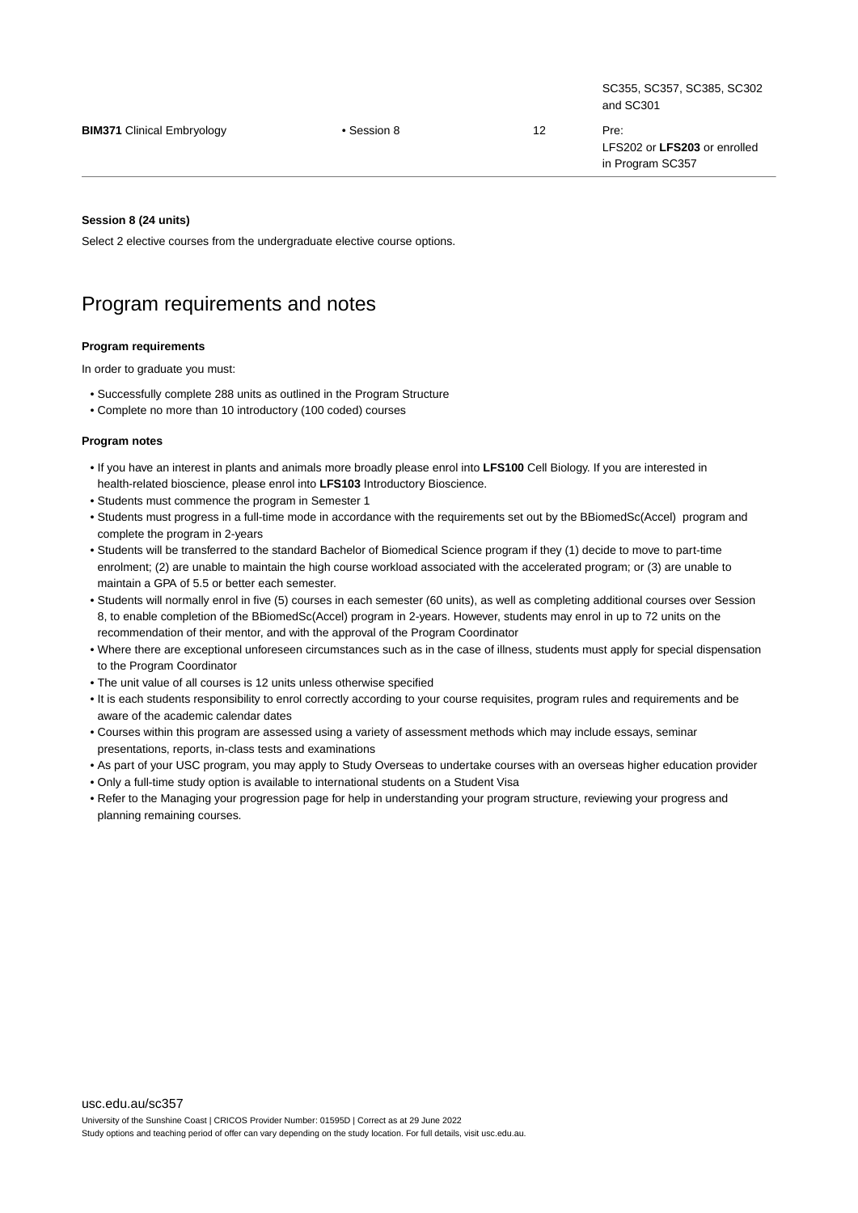| | | | |
|---|---|---|---|
| | | | SC355, SC357, SC385, SC302 and SC301 |
| **BIM371** Clinical Embryology | • Session 8 | 12 | Pre: LFS202 or **LFS203** or enrolled in Program SC357 |

**Session 8 (24 units)**

Select 2 elective courses from the undergraduate elective course options.

# Program requirements and notes

**Program requirements**

In order to graduate you must:

- Successfully complete 288 units as outlined in the Program Structure
- Complete no more than 10 introductory (100 coded) courses

**Program notes**

- If you have an interest in plants and animals more broadly please enrol into **LFS100** Cell Biology. If you are interested in health-related bioscience, please enrol into **LFS103** Introductory Bioscience.
- Students must commence the program in Semester 1
- Students must progress in a full-time mode in accordance with the requirements set out by the BBiomedSc(Accel) program and complete the program in 2-years
- Students will be transferred to the standard Bachelor of Biomedical Science program if they (1) decide to move to part-time enrolment; (2) are unable to maintain the high course workload associated with the accelerated program; or (3) are unable to maintain a GPA of 5.5 or better each semester.
- Students will normally enrol in five (5) courses in each semester (60 units), as well as completing additional courses over Session 8, to enable completion of the BBiomedSc(Accel) program in 2-years. However, students may enrol in up to 72 units on the recommendation of their mentor, and with the approval of the Program Coordinator
- Where there are exceptional unforeseen circumstances such as in the case of illness, students must apply for special dispensation to the Program Coordinator
- The unit value of all courses is 12 units unless otherwise specified
- It is each students responsibility to enrol correctly according to your course requisites, program rules and requirements and be aware of the academic calendar dates
- Courses within this program are assessed using a variety of assessment methods which may include essays, seminar presentations, reports, in-class tests and examinations
- As part of your USC program, you may apply to Study Overseas to undertake courses with an overseas higher education provider
- Only a full-time study option is available to international students on a Student Visa
- Refer to the Managing your progression page for help in understanding your program structure, reviewing your progress and planning remaining courses.